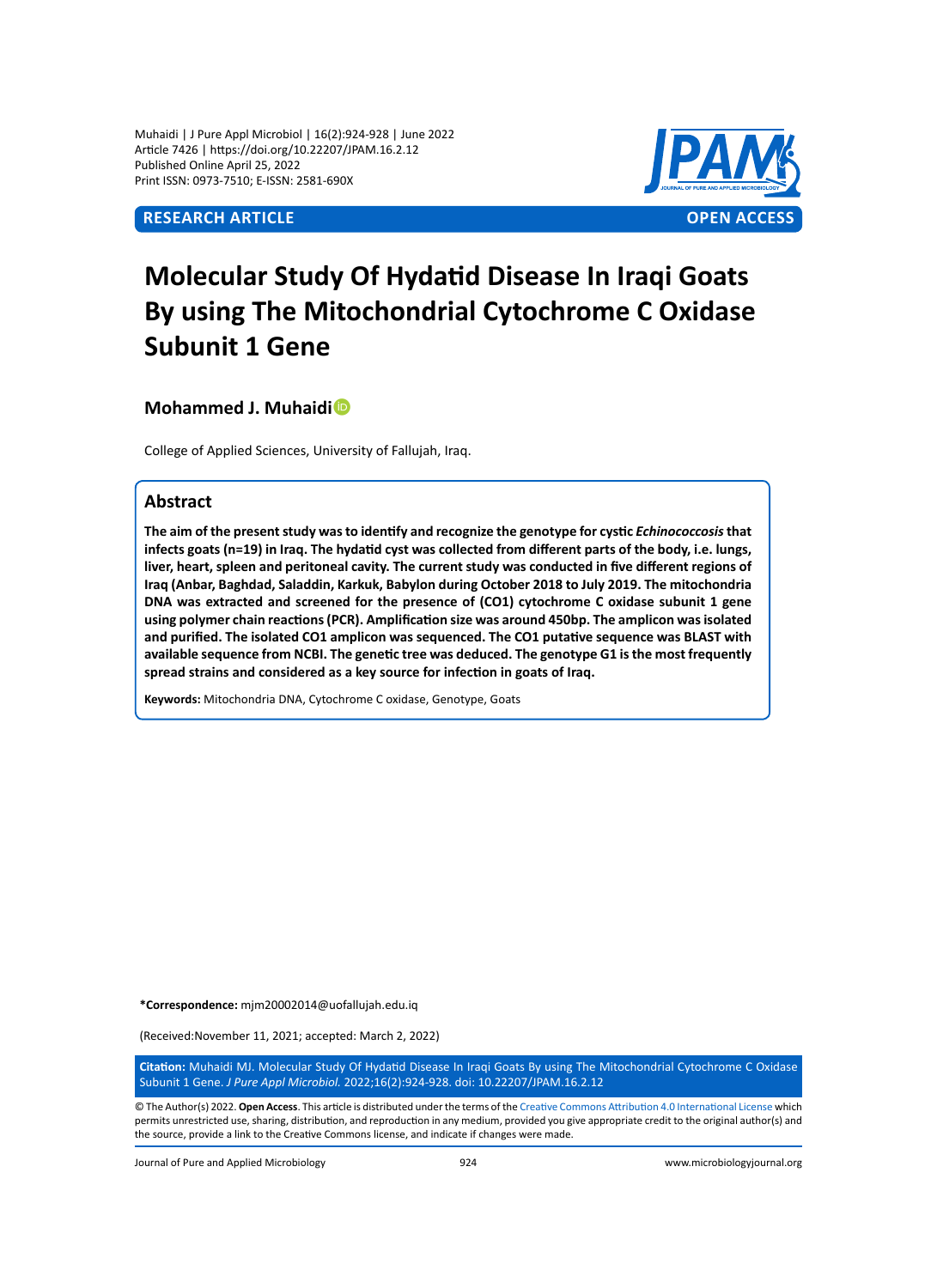RESEARCH ARTICLE | OPEN ACCESS

# Molecular Study Of Hydatid Disease In Iraqi Goats By using The Mitochondrial Cytochrome C Oxidase Subunit 1 Gene

**Mohammed J. Muhaidi**

College of Applied Sciences, University of Fallujah, Iraq.

## Abstract

**The aim of the present study was to identify and recognize the genotype for cystic *Echinococcosis* that infects goats (n=19) in Iraq. The hydatid cyst was collected from different parts of the body, i.e. lungs, liver, heart, spleen and peritoneal cavity. The current study was conducted in five different regions of Iraq (Anbar, Baghdad, Saladdin, Karkuk, Babylon during October 2018 to July 2019. The mitochondria DNA was extracted and screened for the presence of (CO1) cytochrome C oxidase subunit 1 gene using polymer chain reactions (PCR). Amplification size was around 450bp. The amplicon was isolated and purified. The isolated CO1 amplicon was sequenced. The CO1 putative sequence was BLAST with available sequence from NCBI. The genetic tree was deduced. The genotype G1 is the most frequently spread strains and considered as a key source for infection in goats of Iraq.**

**Keywords:** Mitochondria DNA, Cytochrome C oxidase, Genotype, Goats

**\*Correspondence:** mjm20002014@uofallujah.edu.iq

(Received:November 11, 2021; accepted: March 2, 2022)

**Citation:** Muhaidi MJ. Molecular Study Of Hydatid Disease In Iraqi Goats By using The Mitochondrial Cytochrome C Oxidase Subunit 1 Gene. *J Pure Appl Microbiol.* 2022;16(2):924-928. doi: 10.22207/JPAM.16.2.12

© The Author(s) 2022. **Open Access**. This article is distributed under the terms of the Creative Commons Attribution 4.0 International License which permits unrestricted use, sharing, distribution, and reproduction in any medium, provided you give appropriate credit to the original author(s) and the source, provide a link to the Creative Commons license, and indicate if changes were made.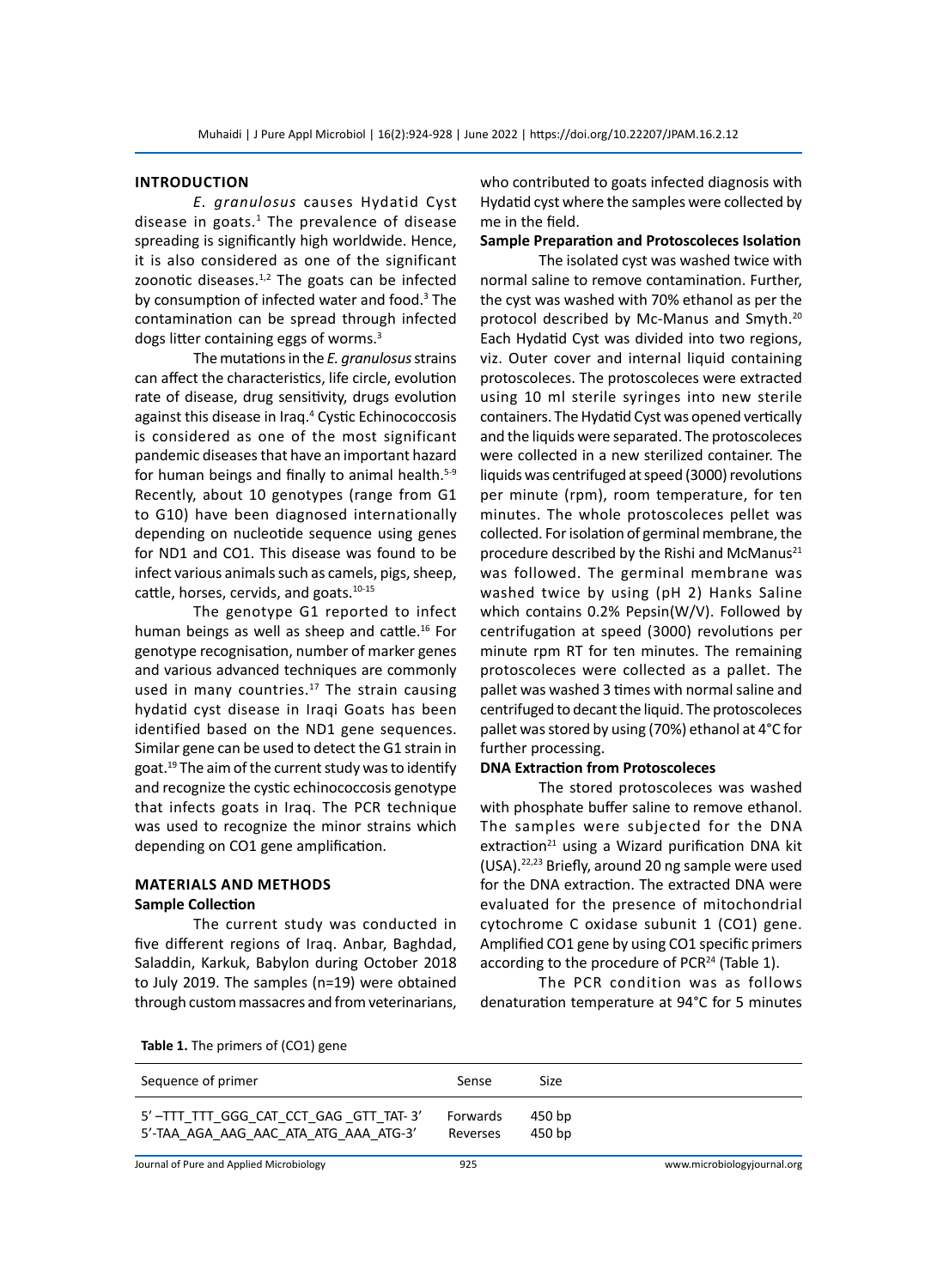## INTRODUCTION

*E. granulosus* causes Hydatid Cyst disease in goats.[1] The prevalence of disease spreading is significantly high worldwide. Hence, it is also considered as one of the significant zoonotic diseases.[1,2] The goats can be infected by consumption of infected water and food.[3] The contamination can be spread through infected dogs litter containing eggs of worms.[3]

The mutations in the *E. granulosus* strains can affect the characteristics, life circle, evolution rate of disease, drug sensitivity, drugs evolution against this disease in Iraq.[4] Cystic Echinococcosis is considered as one of the most significant pandemic diseases that have an important hazard for human beings and finally to animal health.[5-9] Recently, about 10 genotypes (range from G1 to G10) have been diagnosed internationally depending on nucleotide sequence using genes for ND1 and CO1. This disease was found to be infect various animals such as camels, pigs, sheep, cattle, horses, cervids, and goats.[10-15]

The genotype G1 reported to infect human beings as well as sheep and cattle.[16] For genotype recognisation, number of marker genes and various advanced techniques are commonly used in many countries.[17] The strain causing hydatid cyst disease in Iraqi Goats has been identified based on the ND1 gene sequences. Similar gene can be used to detect the G1 strain in goat.[19] The aim of the current study was to identify and recognize the cystic echinococcosis genotype that infects goats in Iraq. The PCR technique was used to recognize the minor strains which depending on CO1 gene amplification.

## MATERIALS AND METHODS

### Sample Collection

The current study was conducted in five different regions of Iraq. Anbar, Baghdad, Saladdin, Karkuk, Babylon during October 2018 to July 2019. The samples (n=19) were obtained through custom massacres and from veterinarians, who contributed to goats infected diagnosis with Hydatid cyst where the samples were collected by me in the field.

### Sample Preparation and Protoscoleces Isolation

The isolated cyst was washed twice with normal saline to remove contamination. Further, the cyst was washed with 70% ethanol as per the protocol described by Mc-Manus and Smyth.[20] Each Hydatid Cyst was divided into two regions, viz. Outer cover and internal liquid containing protoscoleces. The protoscoleces were extracted using 10 ml sterile syringes into new sterile containers. The Hydatid Cyst was opened vertically and the liquids were separated. The protoscoleces were collected in a new sterilized container. The liquids was centrifuged at speed (3000) revolutions per minute (rpm), room temperature, for ten minutes. The whole protoscoleces pellet was collected. For isolation of germinal membrane, the procedure described by the Rishi and McManus[21] was followed. The germinal membrane was washed twice by using (pH 2) Hanks Saline which contains 0.2% Pepsin(W/V). Followed by centrifugation at speed (3000) revolutions per minute rpm RT for ten minutes. The remaining protoscoleces were collected as a pallet. The pallet was washed 3 times with normal saline and centrifuged to decant the liquid. The protoscoleces pallet was stored by using (70%) ethanol at 4°C for further processing.

### DNA Extraction from Protoscoleces

The stored protoscoleces was washed with phosphate buffer saline to remove ethanol. The samples were subjected for the DNA extraction[21] using a Wizard purification DNA kit (USA).[22,23] Briefly, around 20 ng sample were used for the DNA extraction. The extracted DNA were evaluated for the presence of mitochondrial cytochrome C oxidase subunit 1 (CO1) gene. Amplified CO1 gene by using CO1 specific primers according to the procedure of PCR[24] (Table 1).

The PCR condition was as follows denaturation temperature at 94°C for 5 minutes

**Table 1.** The primers of (CO1) gene

| Sequence of primer | Sense | Size |
|---|---|---|
| 5' –TTT_TTT_GGG_CAT_CCT_GAG _GTT_TAT- 3' | Forwards | 450 bp |
| 5'-TAA_AGA_AAG_AAC_ATA_ATG_AAA_ATG-3' | Reverses | 450 bp |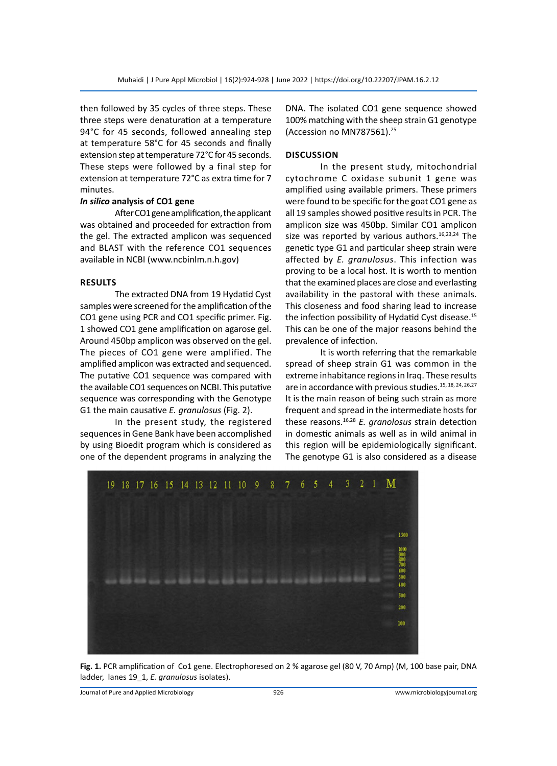then followed by 35 cycles of three steps. These three steps were denaturation at a temperature 94°C for 45 seconds, followed annealing step at temperature 58°C for 45 seconds and finally extension step at temperature 72°C for 45 seconds. These steps were followed by a final step for extension at temperature 72°C as extra time for 7 minutes.

### *In silico* analysis of CO1 gene

After CO1 gene amplification, the applicant was obtained and proceeded for extraction from the gel. The extracted amplicon was sequenced and BLAST with the reference CO1 sequences available in NCBI (www.ncbinlm.n.h.gov)

## RESULTS

The extracted DNA from 19 Hydatid Cyst samples were screened for the amplification of the CO1 gene using PCR and CO1 specific primer. Fig. 1 showed CO1 gene amplification on agarose gel. Around 450bp amplicon was observed on the gel. The pieces of CO1 gene were amplified. The amplified amplicon was extracted and sequenced. The putative CO1 sequence was compared with the available CO1 sequences on NCBI. This putative sequence was corresponding with the Genotype G1 the main causative *E. granulosus* (Fig. 2).

In the present study, the registered sequences in Gene Bank have been accomplished by using Bioedit program which is considered as one of the dependent programs in analyzing the DNA. The isolated CO1 gene sequence showed 100% matching with the sheep strain G1 genotype (Accession no MN787561).[25]

## DISCUSSION

In the present study, mitochondrial cytochrome C oxidase subunit 1 gene was amplified using available primers. These primers were found to be specific for the goat CO1 gene as all 19 samples showed positive results in PCR. The amplicon size was 450bp. Similar CO1 amplicon size was reported by various authors.[16,23,24] The genetic type G1 and particular sheep strain were affected by *E. granulosus*. This infection was proving to be a local host. It is worth to mention that the examined places are close and everlasting availability in the pastoral with these animals. This closeness and food sharing lead to increase the infection possibility of Hydatid Cyst disease.[15] This can be one of the major reasons behind the prevalence of infection.

It is worth referring that the remarkable spread of sheep strain G1 was common in the extreme inhabitance regions in Iraq. These results are in accordance with previous studies.[15, 18, 24, 26,27] It is the main reason of being such strain as more frequent and spread in the intermediate hosts for these reasons.[16,28] *E. granulosus* strain detection in domestic animals as well as in wild animal in this region will be epidemiologically significant. The genotype G1 is also considered as a disease

**Fig. 1.** PCR amplification of Co1 gene. Electrophoresed on 2 % agarose gel (80 V, 70 Amp) (M, 100 base pair, DNA ladder, lanes 19_1, *E. granulosus* isolates).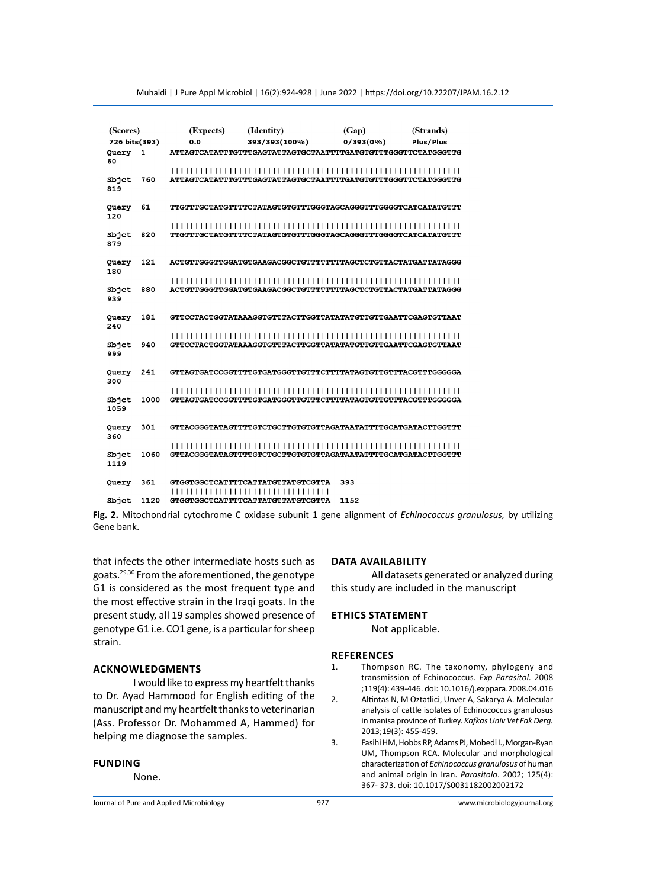```
(Scores)        (Expects)   (Identity)      (Gap)       (Strands)
726 bits(393)   0.0         393/393(100%)   0/393(0%)   Plus/Plus

Query  1     ATTAGTCATATTTGTTTGAGTATTAGTGCTAATTTTGATGTGTTTGGGTTCTATGGGTTG  60
             ||||||||||||||||||||||||||||||||||||||||||||||||||||||||||||
Sbjct  760   ATTAGTCATATTTGTTTGAGTATTAGTGCTAATTTTGATGTGTTTGGGTTCTATGGGTTG  819

Query  61    TTGTTTGCTATGTTTTCTATAGTGTGTTTGGGTAGCAGGGTTTGGGGTCATCATATGTTT  120
             ||||||||||||||||||||||||||||||||||||||||||||||||||||||||||||
Sbjct  820   TTGTTTGCTATGTTTTCTATAGTGTGTTTGGGTAGCAGGGTTTGGGGTCATCATATGTTT  879

Query  121   ACTGTTGGGTTGGATGTGAAGACGGCTGTTTTTTTTAGCTCTGTTACTATGATTATAGGG  180
             ||||||||||||||||||||||||||||||||||||||||||||||||||||||||||||
Sbjct  880   ACTGTTGGGTTGGATGTGAAGACGGCTGTTTTTTTTAGCTCTGTTACTATGATTATAGGG  939

Query  181   GTTCCTACTGGTATAAAGGTGTTTACTTGGTTATATATGTTGTTGAATTCGAGTGTTAAT  240
             ||||||||||||||||||||||||||||||||||||||||||||||||||||||||||||
Sbjct  940   GTTCCTACTGGTATAAAGGTGTTTACTTGGTTATATATGTTGTTGAATTCGAGTGTTAAT  999

Query  241   GTTAGTGATCCGGTTTTGTGATGGGTTGTTTCTTTTATAGTGTTGTTTACGTTTGGGGGA  300
             ||||||||||||||||||||||||||||||||||||||||||||||||||||||||||||
Sbjct  1000  GTTAGTGATCCGGTTTTGTGATGGGTTGTTTCTTTTATAGTGTTGTTTACGTTTGGGGGA  1059

Query  301   GTTACGGGTATAGTTTTGTCTGCTTGTGTGTTAGATAATATTTTGCATGATACTTGGTTT  360
             ||||||||||||||||||||||||||||||||||||||||||||||||||||||||||||
Sbjct  1060  GTTACGGGTATAGTTTTGTCTGCTTGTGTGTTAGATAATATTTTGCATGATACTTGGTTT  1119

Query  361   GTGGTGGCTCATTTTCATTATGTTATGTCGTTA  393
             |||||||||||||||||||||||||||||||||
Sbjct  1120  GTGGTGGCTCATTTTCATTATGTTATGTCGTTA  1152
```

**Fig. 2.** Mitochondrial cytochrome C oxidase subunit 1 gene alignment of *Echinococcus granulosus,* by utilizing Gene bank.

that infects the other intermediate hosts such as goats.[29,30] From the aforementioned, the genotype G1 is considered as the most frequent type and the most effective strain in the Iraqi goats. In the present study, all 19 samples showed presence of genotype G1 i.e. CO1 gene, is a particular for sheep strain.

## ACKNOWLEDGMENTS

I would like to express my heartfelt thanks to Dr. Ayad Hammood for English editing of the manuscript and my heartfelt thanks to veterinarian (Ass. Professor Dr. Mohammed A, Hammed) for helping me diagnose the samples.

## FUNDING

None.

## DATA AVAILABILITY

All datasets generated or analyzed during this study are included in the manuscript

## ETHICS STATEMENT

Not applicable.

## REFERENCES

1. Thompson RC. The taxonomy, phylogeny and transmission of Echinococcus. *Exp Parasitol.* 2008 ;119(4): 439-446. doi: 10.1016/j.exppara.2008.04.016
2. Altintas N, M Oztatlici, Unver A, Sakarya A. Molecular analysis of cattle isolates of Echinococcus granulosus in manisa province of Turkey. *Kafkas Univ Vet Fak Derg.* 2013;19(3): 455-459.
3. Fasihi HM, Hobbs RP, Adams PJ, Mobedi I., Morgan-Ryan UM, Thompson RCA. Molecular and morphological characterization of *Echinococcus granulosus* of human and animal origin in Iran. *Parasitolo*. 2002; 125(4): 367- 373. doi: 10.1017/S0031182002002172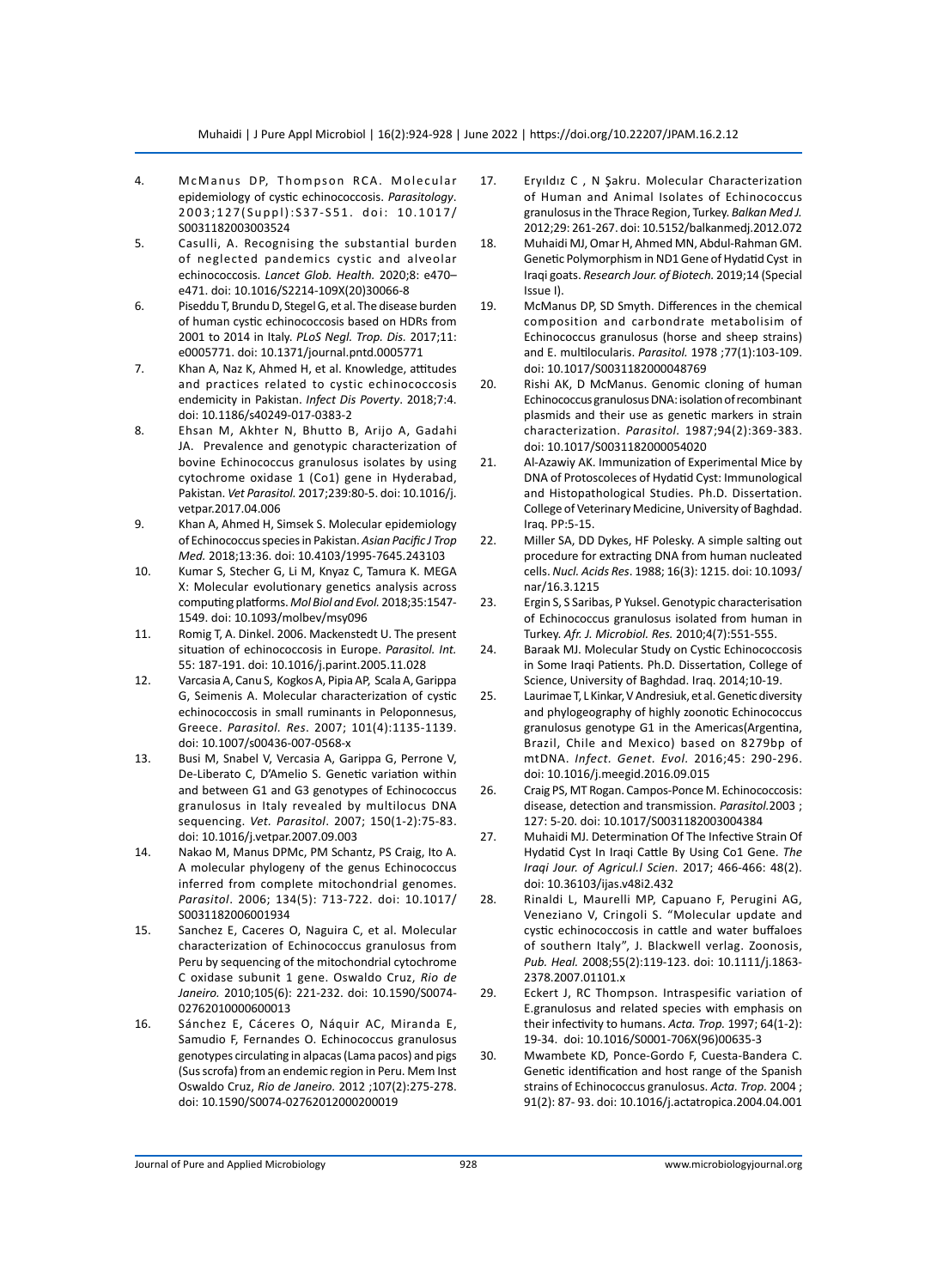4. McManus DP, Thompson RCA. Molecular epidemiology of cystic echinococcosis. *Parasitology*. 2003;127(Suppl):S37-S51. doi: 10.1017/S0031182003003524
5. Casulli, A. Recognising the substantial burden of neglected pandemics cystic and alveolar echinococcosis. *Lancet Glob. Health.* 2020;8: e470–e471. doi: 10.1016/S2214-109X(20)30066-8
6. Piseddu T, Brundu D, Stegel G, et al. The disease burden of human cystic echinococcosis based on HDRs from 2001 to 2014 in Italy. *PLoS Negl. Trop. Dis.* 2017;11: e0005771. doi: 10.1371/journal.pntd.0005771
7. Khan A, Naz K, Ahmed H, et al. Knowledge, attitudes and practices related to cystic echinococcosis endemicity in Pakistan. *Infect Dis Poverty*. 2018;7:4. doi: 10.1186/s40249-017-0383-2
8. Ehsan M, Akhter N, Bhutto B, Arijo A, Gadahi JA. Prevalence and genotypic characterization of bovine Echinococcus granulosus isolates by using cytochrome oxidase 1 (Co1) gene in Hyderabad, Pakistan. *Vet Parasitol.* 2017;239:80-5. doi: 10.1016/j.vetpar.2017.04.006
9. Khan A, Ahmed H, Simsek S. Molecular epidemiology of Echinococcus species in Pakistan. *Asian Pacific J Trop Med.* 2018;13:36. doi: 10.4103/1995-7645.243103
10. Kumar S, Stecher G, Li M, Knyaz C, Tamura K. MEGA X: Molecular evolutionary genetics analysis across computing platforms. *Mol Biol and Evol.* 2018;35:1547-1549. doi: 10.1093/molbev/msy096
11. Romig T, A. Dinkel. 2006. Mackenstedt U. The present situation of echinococcosis in Europe. *Parasitol. Int.* 55: 187-191. doi: 10.1016/j.parint.2005.11.028
12. Varcasia A, Canu S, Kogkos A, Pipia AP, Scala A, Garippa G, Seimenis A. Molecular characterization of cystic echinococcosis in small ruminants in Peloponnesus, Greece. *Parasitol. Res*. 2007; 101(4):1135-1139. doi: 10.1007/s00436-007-0568-x
13. Busi M, Snabel V, Vercasia A, Garippa G, Perrone V, De-Liberato C, D'Amelio S. Genetic variation within and between G1 and G3 genotypes of Echinococcus granulosus in Italy revealed by multilocus DNA sequencing. *Vet. Parasitol*. 2007; 150(1-2):75-83. doi: 10.1016/j.vetpar.2007.09.003
14. Nakao M, Manus DPMc, PM Schantz, PS Craig, Ito A. A molecular phylogeny of the genus Echinococcus inferred from complete mitochondrial genomes. *Parasitol*. 2006; 134(5): 713-722. doi: 10.1017/S0031182006001934
15. Sanchez E, Caceres O, Naguira C, et al. Molecular characterization of Echinococcus granulosus from Peru by sequencing of the mitochondrial cytochrome C oxidase subunit 1 gene. Oswaldo Cruz, *Rio de Janeiro.* 2010;105(6): 221-232. doi: 10.1590/S0074-02762010000600013
16. Sánchez E, Cáceres O, Náquir AC, Miranda E, Samudio F, Fernandes O. Echinococcus granulosus genotypes circulating in alpacas (Lama pacos) and pigs (Sus scrofa) from an endemic region in Peru. Mem Inst Oswaldo Cruz, *Rio de Janeiro*. 2012 ;107(2):275-278. doi: 10.1590/S0074-02762012000200019
17. Eryıldız C , N Şakru. Molecular Characterization of Human and Animal Isolates of Echinococcus granulosus in the Thrace Region, Turkey. *Balkan Med J.* 2012;29: 261-267. doi: 10.5152/balkanmedj.2012.072
18. Muhaidi MJ, Omar H, Ahmed MN, Abdul-Rahman GM. Genetic Polymorphism in ND1 Gene of Hydatid Cyst in Iraqi goats. *Research Jour. of Biotech.* 2019;14 (Special Issue I).
19. McManus DP, SD Smyth. Differences in the chemical composition and carbondrate metabolisim of Echinococcus granulosus (horse and sheep strains) and E. multilocularis. *Parasitol.* 1978 ;77(1):103-109. doi: 10.1017/S0031182000048769
20. Rishi AK, D McManus. Genomic cloning of human Echinococcus granulosus DNA: isolation of recombinant plasmids and their use as genetic markers in strain characterization. *Parasitol.* 1987;94(2):369-383. doi: 10.1017/S0031182000054020
21. Al-Azawiy AK. Immunization of Experimental Mice by DNA of Protoscoleces of Hydatid Cyst: Immunological and Histopathological Studies. Ph.D. Dissertation. College of Veterinary Medicine, University of Baghdad. Iraq. PP:5-15.
22. Miller SA, DD Dykes, HF Polesky. A simple salting out procedure for extracting DNA from human nucleated cells. *Nucl. Acids Res*. 1988; 16(3): 1215. doi: 10.1093/nar/16.3.1215
23. Ergin S, S Saribas, P Yuksel. Genotypic characterisation of Echinococcus granulosus isolated from human in Turkey. *Afr. J. Microbiol. Res.* 2010;4(7):551-555.
24. Baraak MJ. Molecular Study on Cystic Echinococcosis in Some Iraqi Patients. Ph.D. Dissertation, College of Science, University of Baghdad. Iraq. 2014;10-19.
25. Laurimae T, L Kinkar, V Andresiuk, et al. Genetic diversity and phylogeography of highly zoonotic Echinococcus granulosus genotype G1 in the Americas(Argentina, Brazil, Chile and Mexico) based on 8279bp of mtDNA. *Infect. Genet. Evol.* 2016;45: 290-296. doi: 10.1016/j.meegid.2016.09.015
26. Craig PS, MT Rogan. Campos-Ponce M. Echinococcosis: disease, detection and transmission. *Parasitol.*2003 ; 127: 5-20. doi: 10.1017/S0031182003004384
27. Muhaidi MJ. Determination Of The Infective Strain Of Hydatid Cyst In Iraqi Cattle By Using Co1 Gene. *The Iraqi Jour. of Agricul.l Scien*. 2017; 466-466: 48(2). doi: 10.36103/ijas.v48i2.432
28. Rinaldi L, Maurelli MP, Capuano F, Perugini AG, Veneziano V, Cringoli S. "Molecular update and cystic echinococcosis in cattle and water buffaloes of southern Italy", J. Blackwell verlag. Zoonosis, *Pub. Heal.* 2008;55(2):119-123. doi: 10.1111/j.1863-2378.2007.01101.x
29. Eckert J, RC Thompson. Intraspesific variation of E.granulosus and related species with emphasis on their infectivity to humans. *Acta. Trop.* 1997; 64(1-2): 19-34. doi: 10.1016/S0001-706X(96)00635-3
30. Mwambete KD, Ponce-Gordo F, Cuesta-Bandera C. Genetic identification and host range of the Spanish strains of Echinococcus granulosus. *Acta. Trop.* 2004 ; 91(2): 87- 93. doi: 10.1016/j.actatropica.2004.04.001